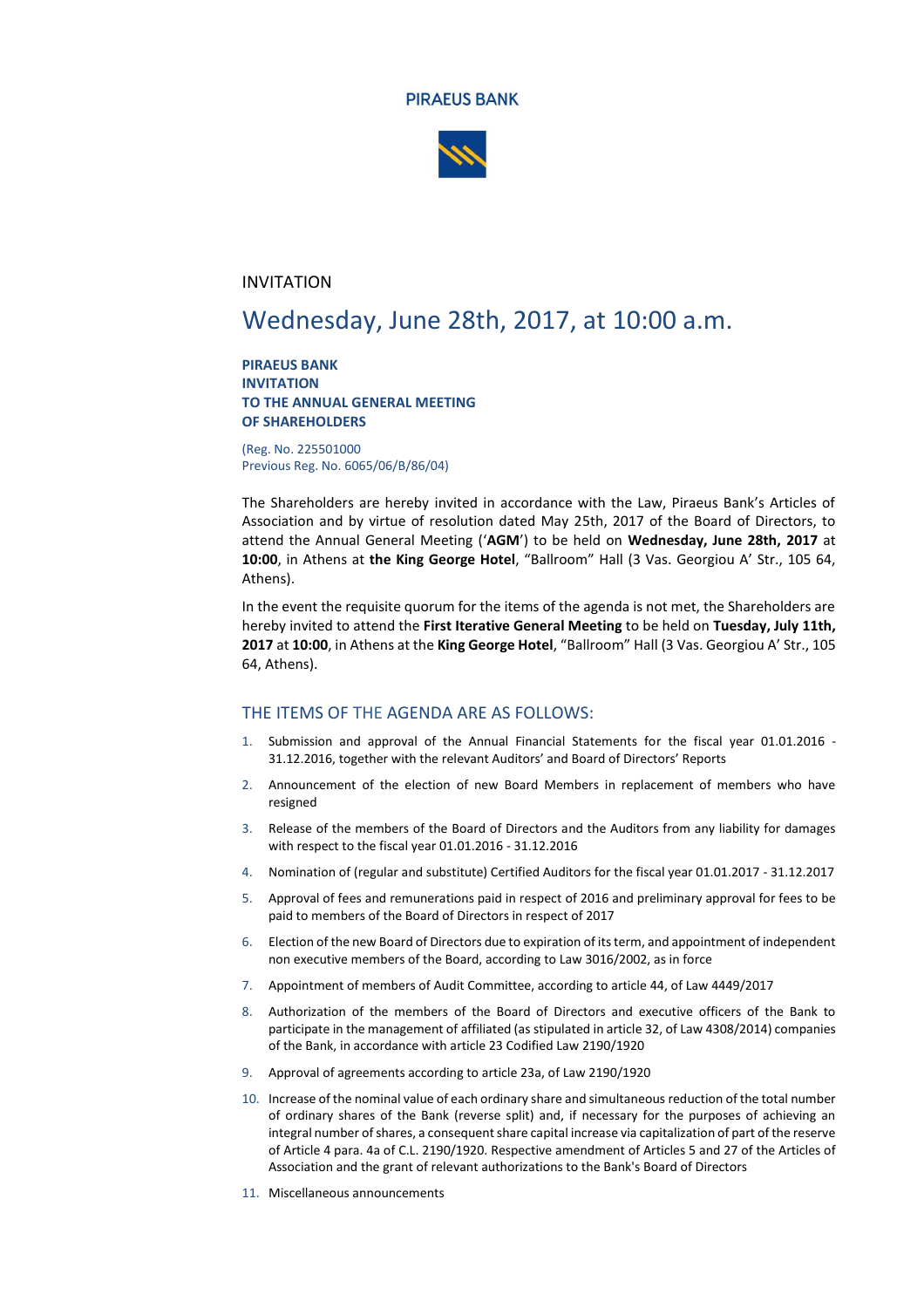**PIRAEUS BANK**

INVITATION

# Wednesday, June 28th, 2017, at 10:00 a.m.

**PIRAEUS BANK**
**INVITATION**
**TO THE ANNUAL GENERAL MEETING**
**OF SHAREHOLDERS**

(Reg. No. 225501000
Previous Reg. No. 6065/06/B/86/04)

The Shareholders are hereby invited in accordance with the Law, Piraeus Bank's Articles of Association and by virtue of resolution dated May 25th, 2017 of the Board of Directors, to attend the Annual General Meeting ('**AGM**') to be held on **Wednesday, June 28th, 2017** at **10:00**, in Athens at **the King George Hotel**, "Ballroom" Hall (3 Vas. Georgiou A' Str., 105 64, Athens).

In the event the requisite quorum for the items of the agenda is not met, the Shareholders are hereby invited to attend the **First Iterative General Meeting** to be held on **Tuesday, July 11th, 2017** at **10:00**, in Athens at the **King George Hotel**, "Ballroom" Hall (3 Vas. Georgiou A' Str., 105 64, Athens).

## THE ITEMS OF THE AGENDA ARE AS FOLLOWS:

1. Submission and approval of the Annual Financial Statements for the fiscal year 01.01.2016 - 31.12.2016, together with the relevant Auditors' and Board of Directors' Reports
2. Announcement of the election of new Board Members in replacement of members who have resigned
3. Release of the members of the Board of Directors and the Auditors from any liability for damages with respect to the fiscal year 01.01.2016 - 31.12.2016
4. Nomination of (regular and substitute) Certified Auditors for the fiscal year 01.01.2017 - 31.12.2017
5. Approval of fees and remunerations paid in respect of 2016 and preliminary approval for fees to be paid to members of the Board of Directors in respect of 2017
6. Election of the new Board of Directors due to expiration of its term, and appointment of independent non executive members of the Board, according to Law 3016/2002, as in force
7. Appointment of members of Audit Committee, according to article 44, of Law 4449/2017
8. Authorization of the members of the Board of Directors and executive officers of the Bank to participate in the management of affiliated (as stipulated in article 32, of Law 4308/2014) companies of the Bank, in accordance with article 23 Codified Law 2190/1920
9. Approval of agreements according to article 23a, of Law 2190/1920
10. Increase of the nominal value of each ordinary share and simultaneous reduction of the total number of ordinary shares of the Bank (reverse split) and, if necessary for the purposes of achieving an integral number of shares, a consequent share capital increase via capitalization of part of the reserve of Article 4 para. 4a of C.L. 2190/1920. Respective amendment of Articles 5 and 27 of the Articles of Association and the grant of relevant authorizations to the Bank's Board of Directors
11. Miscellaneous announcements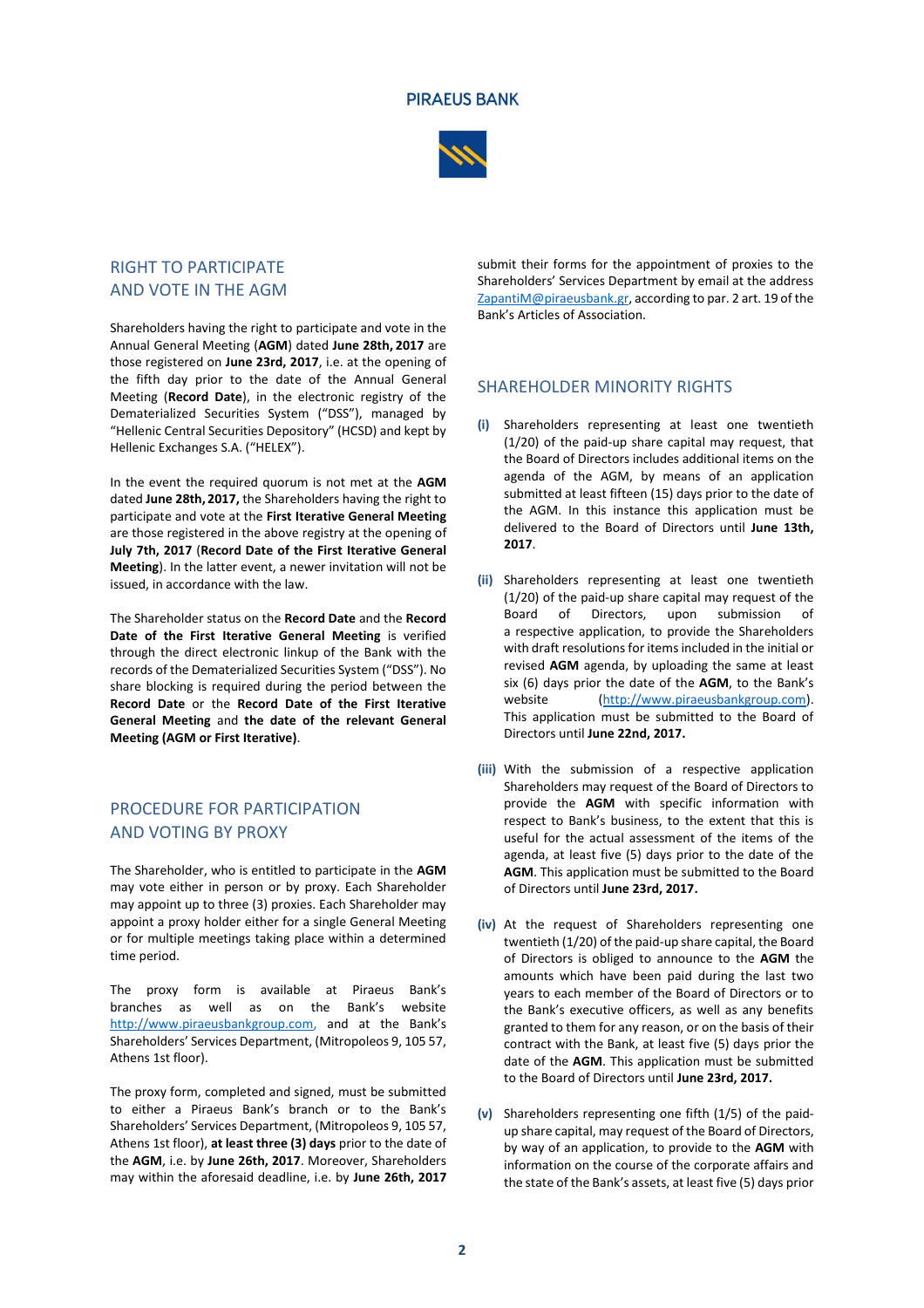## RIGHT TO PARTICIPATE AND VOTE IN THE AGM

Shareholders having the right to participate and vote in the Annual General Meeting (**AGM**) dated **June 28th, 2017** are those registered on **June 23rd, 2017**, i.e. at the opening of the fifth day prior to the date of the Annual General Meeting (**Record Date**), in the electronic registry of the Dematerialized Securities System ("DSS"), managed by "Hellenic Central Securities Depository" (HCSD) and kept by Hellenic Exchanges S.A. ("HELEX").

In the event the required quorum is not met at the **AGM** dated **June 28th, 2017,** the Shareholders having the right to participate and vote at the **First Iterative General Meeting** are those registered in the above registry at the opening of **July 7th, 2017** (**Record Date of the First Iterative General Meeting**). In the latter event, a newer invitation will not be issued, in accordance with the law.

The Shareholder status on the **Record Date** and the **Record Date of the First Iterative General Meeting** is verified through the direct electronic linkup of the Bank with the records of the Dematerialized Securities System ("DSS"). No share blocking is required during the period between the **Record Date** or the **Record Date of the First Iterative General Meeting** and **the date of the relevant General Meeting (AGM or First Iterative)**.

## PROCEDURE FOR PARTICIPATION AND VOTING BY PROXY

The Shareholder, who is entitled to participate in the **AGM** may vote either in person or by proxy. Each Shareholder may appoint up to three (3) proxies. Each Shareholder may appoint a proxy holder either for a single General Meeting or for multiple meetings taking place within a determined time period.

The proxy form is available at Piraeus Bank's branches as well as on the Bank's website http://www.piraeusbankgroup.com, and at the Bank's Shareholders' Services Department, (Mitropoleos 9, 105 57, Athens 1st floor).

The proxy form, completed and signed, must be submitted to either a Piraeus Bank's branch or to the Bank's Shareholders' Services Department, (Mitropoleos 9, 105 57, Athens 1st floor), **at least three (3) days** prior to the date of the **AGM**, i.e. by **June 26th, 2017**. Moreover, Shareholders may within the aforesaid deadline, i.e. by **June 26th, 2017** submit their forms for the appointment of proxies to the Shareholders' Services Department by email at the address ZapantiM@piraeusbank.gr, according to par. 2 art. 19 of the Bank's Articles of Association.

## SHAREHOLDER MINORITY RIGHTS

**(i)** Shareholders representing at least one twentieth (1/20) of the paid-up share capital may request, that the Board of Directors includes additional items on the agenda of the AGM, by means of an application submitted at least fifteen (15) days prior to the date of the AGM. In this instance this application must be delivered to the Board of Directors until **June 13th, 2017**.

**(ii)** Shareholders representing at least one twentieth (1/20) of the paid-up share capital may request of the Board of Directors, upon submission of a respective application, to provide the Shareholders with draft resolutions for items included in the initial or revised **AGM** agenda, by uploading the same at least six (6) days prior the date of the **AGM**, to the Bank's website (http://www.piraeusbankgroup.com). This application must be submitted to the Board of Directors until **June 22nd, 2017.**

**(iii)** With the submission of a respective application Shareholders may request of the Board of Directors to provide the **AGM** with specific information with respect to Bank's business, to the extent that this is useful for the actual assessment of the items of the agenda, at least five (5) days prior to the date of the **AGM**. This application must be submitted to the Board of Directors until **June 23rd, 2017.**

**(iv)** At the request of Shareholders representing one twentieth (1/20) of the paid-up share capital, the Board of Directors is obliged to announce to the **AGM** the amounts which have been paid during the last two years to each member of the Board of Directors or to the Bank's executive officers, as well as any benefits granted to them for any reason, or on the basis of their contract with the Bank, at least five (5) days prior the date of the **AGM**. This application must be submitted to the Board of Directors until **June 23rd, 2017.**

**(v)** Shareholders representing one fifth (1/5) of the paid-up share capital, may request of the Board of Directors, by way of an application, to provide to the **AGM** with information on the course of the corporate affairs and the state of the Bank's assets, at least five (5) days prior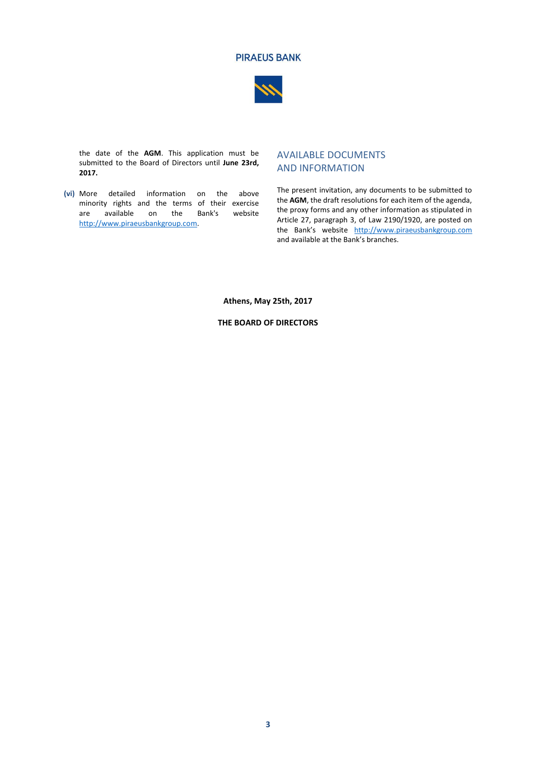the date of the **AGM**. This application must be submitted to the Board of Directors until **June 23rd, 2017.**

**(vi)** More detailed information on the above minority rights and the terms of their exercise are available on the Bank's website http://www.piraeusbankgroup.com.

## AVAILABLE DOCUMENTS AND INFORMATION

The present invitation, any documents to be submitted to the **AGM**, the draft resolutions for each item of the agenda, the proxy forms and any other information as stipulated in Article 27, paragraph 3, of Law 2190/1920, are posted on the Bank's website http://www.piraeusbankgroup.com and available at the Bank's branches.

**Athens, May 25th, 2017**

**THE BOARD OF DIRECTORS**